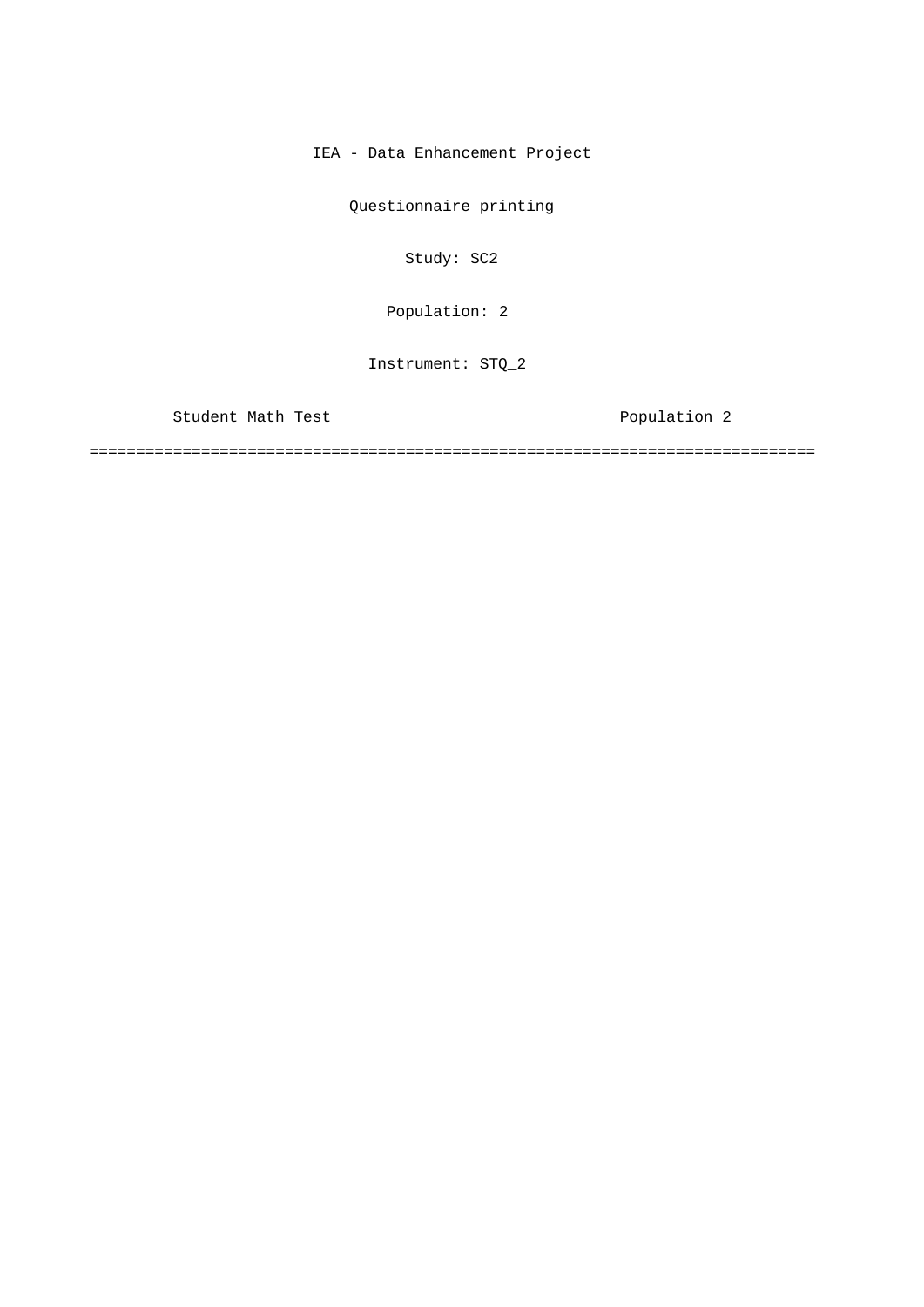IEA - Data Enhancement Project

Questionnaire printing

Study: SC2

Population: 2

Instrument: STQ_2

Student Math Test                                    Population 2

==============================================================================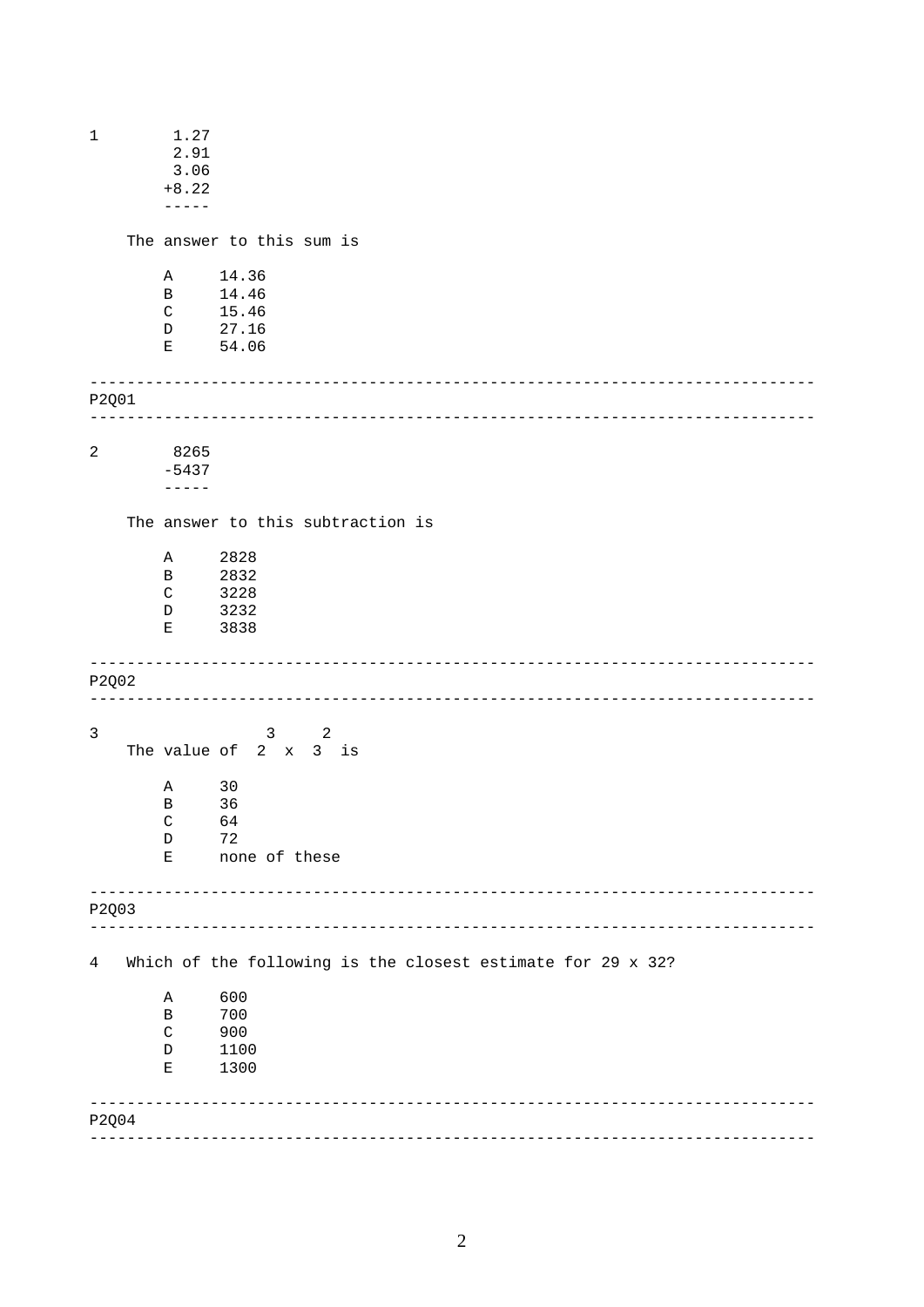1

$$\begin{array}{r} 1.27 \\ 2.91 \\ 3.06 \\ +8.22 \\ \hline \end{array}$$

The answer to this sum is

- A 14.36
- B 14.46
- C 15.46
- D 27.16
- E 54.06

---

P2Q01

---

2

$$\begin{array}{r} 8265 \\ -5437 \\ \hline \end{array}$$

The answer to this subtraction is

- A 2828
- B 2832
- C 3228
- D 3232
- E 3838

---

P2Q02

---

3 The value of $2^3 \times 3^2$ is

- A 30
- B 36
- C 64
- D 72
- E none of these

---

P2Q03

---

4 Which of the following is the closest estimate for 29 x 32?

- A 600
- B 700
- C 900
- D 1100
- E 1300

---

P2Q04

---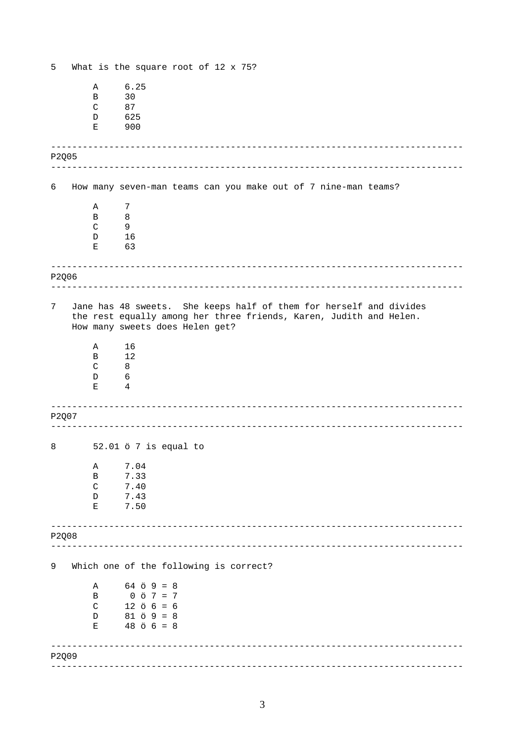5 What is the square root of 12 x 75?

- A 6.25
- B 30
- C 87
- D 625
- E 900

---

P2Q05

---

6 How many seven-man teams can you make out of 7 nine-man teams?

- A 7
- B 8
- C 9
- D 16
- E 63

---

P2Q06

---

7 Jane has 48 sweets. She keeps half of them for herself and divides the rest equally among her three friends, Karen, Judith and Helen. How many sweets does Helen get?

- A 16
- B 12
- C 8
- D 6
- E 4

---

P2Q07

---

8 52.01 ö 7 is equal to

- A 7.04
- B 7.33
- C 7.40
- D 7.43
- E 7.50

---

P2Q08

---

9 Which one of the following is correct?

- A 64 ö 9 = 8
- B 0 ö 7 = 7
- C 12 ö 6 = 6
- D 81 ö 9 = 8
- E 48 ö 6 = 8

---

P2Q09

---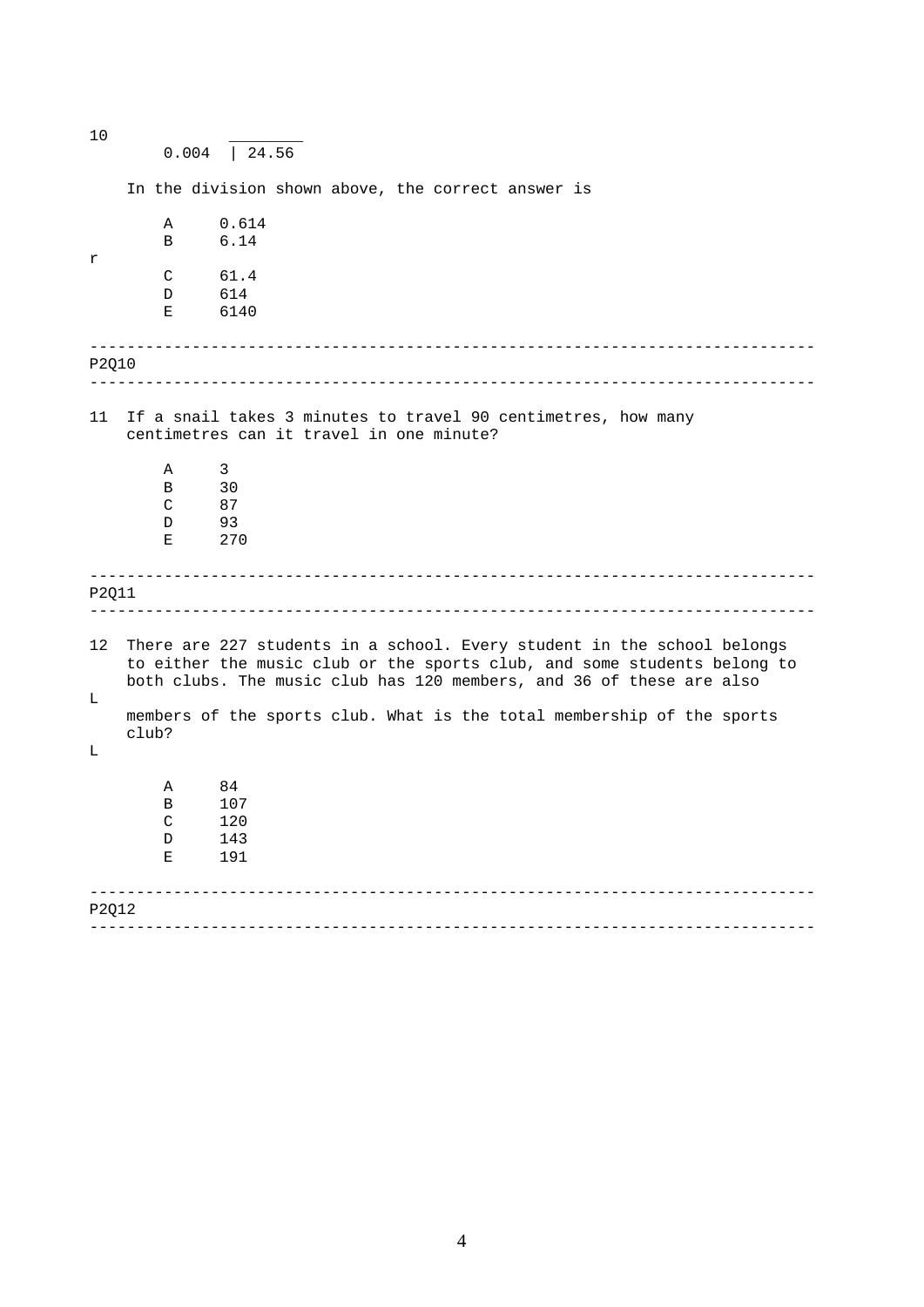10

$$0.004 \overline{)24.56}$$

In the division shown above, the correct answer is

A 0.614
B 6.14

r

C 61.4
D 614
E 6140

---

P2Q10

---

11 If a snail takes 3 minutes to travel 90 centimetres, how many centimetres can it travel in one minute?

A 3
B 30
C 87
D 93
E 270

---

P2Q11

---

12 There are 227 students in a school. Every student in the school belongs to either the music club or the sports club, and some students belong to both clubs. The music club has 120 members, and 36 of these are also

L

members of the sports club. What is the total membership of the sports club?

L

A 84
B 107
C 120
D 143
E 191

---

P2Q12

---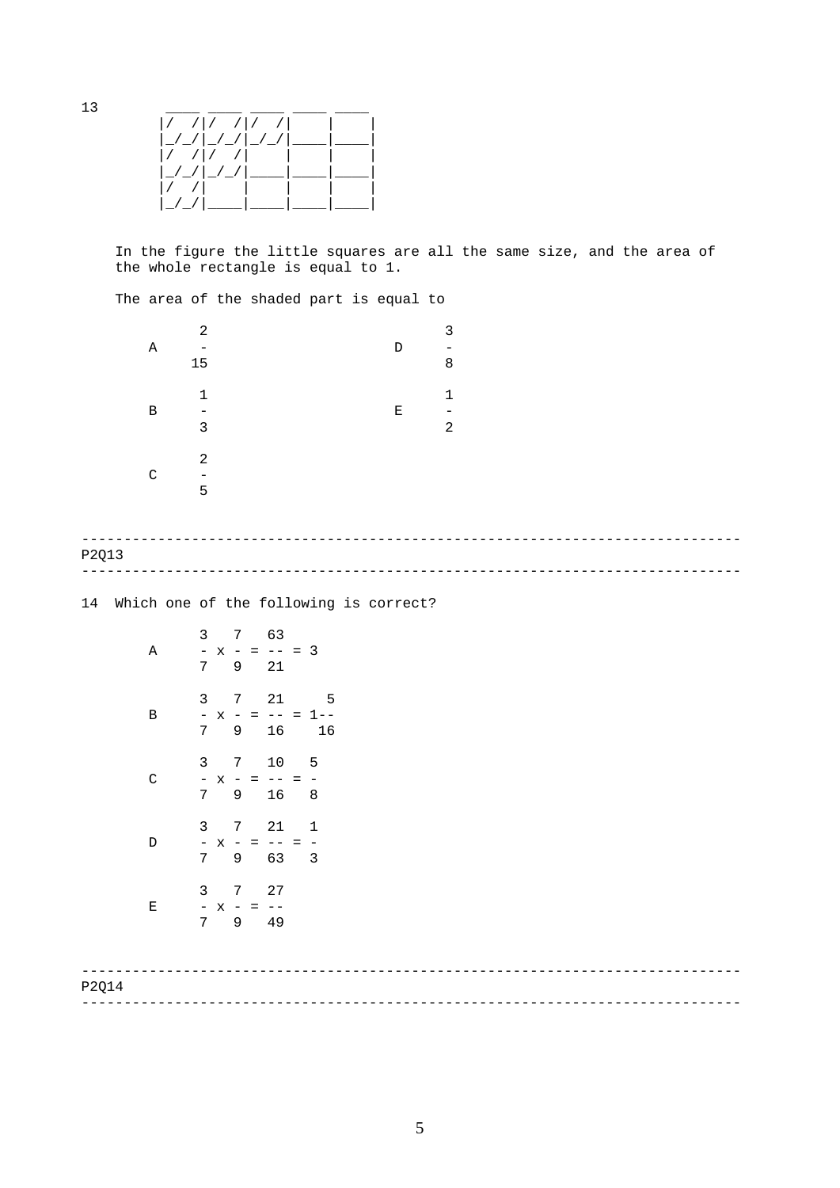13

```
 ____ ____ ____ ____ ____
|/  /|/  /|/  /|    |    |
|_/_/|_/_/|_/_/|____|____|
|/  /|/  /|    |    |    |
|_/_/|_/_/|____|____|____|
|/  /|    |    |    |    |
|_/_/|____|____|____|____|
```

In the figure the little squares are all the same size, and the area of the whole rectangle is equal to 1.

The area of the shaded part is equal to

A $\frac{2}{15}$

B $\frac{1}{3}$

C $\frac{2}{5}$

D $\frac{3}{8}$

E $\frac{1}{2}$

---

P2Q13

---

14 Which one of the following is correct?

A $\frac{3}{7} \times \frac{7}{9} = \frac{63}{21} = 3$

B $\frac{3}{7} \times \frac{7}{9} = \frac{21}{16} = 1\frac{5}{16}$

C $\frac{3}{7} \times \frac{7}{9} = \frac{10}{16} = \frac{5}{8}$

D $\frac{3}{7} \times \frac{7}{9} = \frac{21}{63} = \frac{1}{3}$

E $\frac{3}{7} \times \frac{7}{9} = \frac{27}{49}$

---

P2Q14

---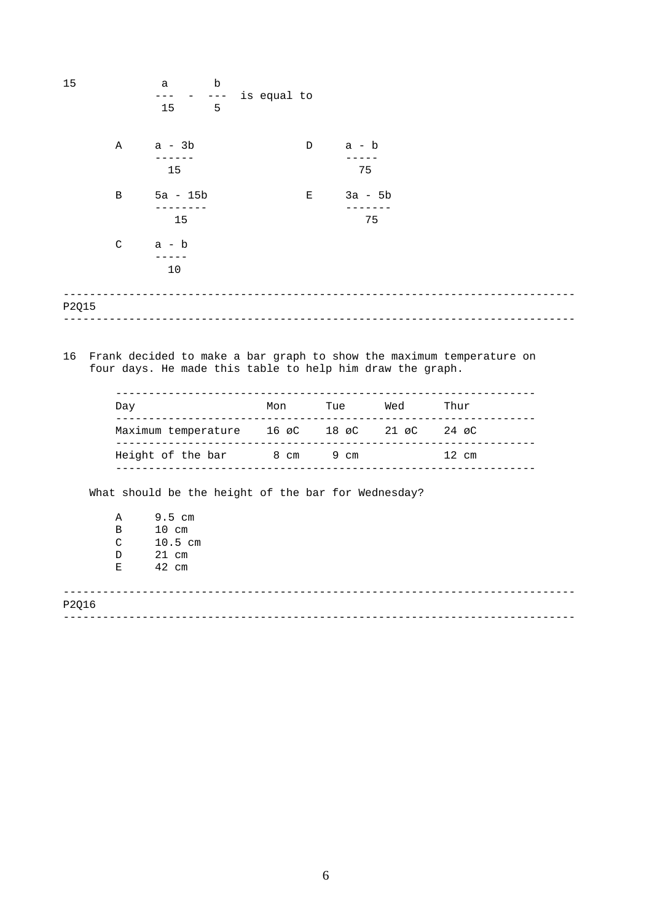15 $\frac{a}{15} - \frac{b}{5}$ is equal to

A $\frac{a - 3b}{15}$

B $\frac{5a - 15b}{15}$

C $\frac{a - b}{10}$

D $\frac{a - b}{75}$

E $\frac{3a - 5b}{75}$

---

P2Q15

---

16 Frank decided to make a bar graph to show the maximum temperature on four days. He made this table to help him draw the graph.

| Day | Mon | Tue | Wed | Thur |
|---|---|---|---|---|
| Maximum temperature | 16 øC | 18 øC | 21 øC | 24 øC |
| Height of the bar | 8 cm | 9 cm | | 12 cm |

What should be the height of the bar for Wednesday?

A 9.5 cm
B 10 cm
C 10.5 cm
D 21 cm
E 42 cm

---

P2Q16

---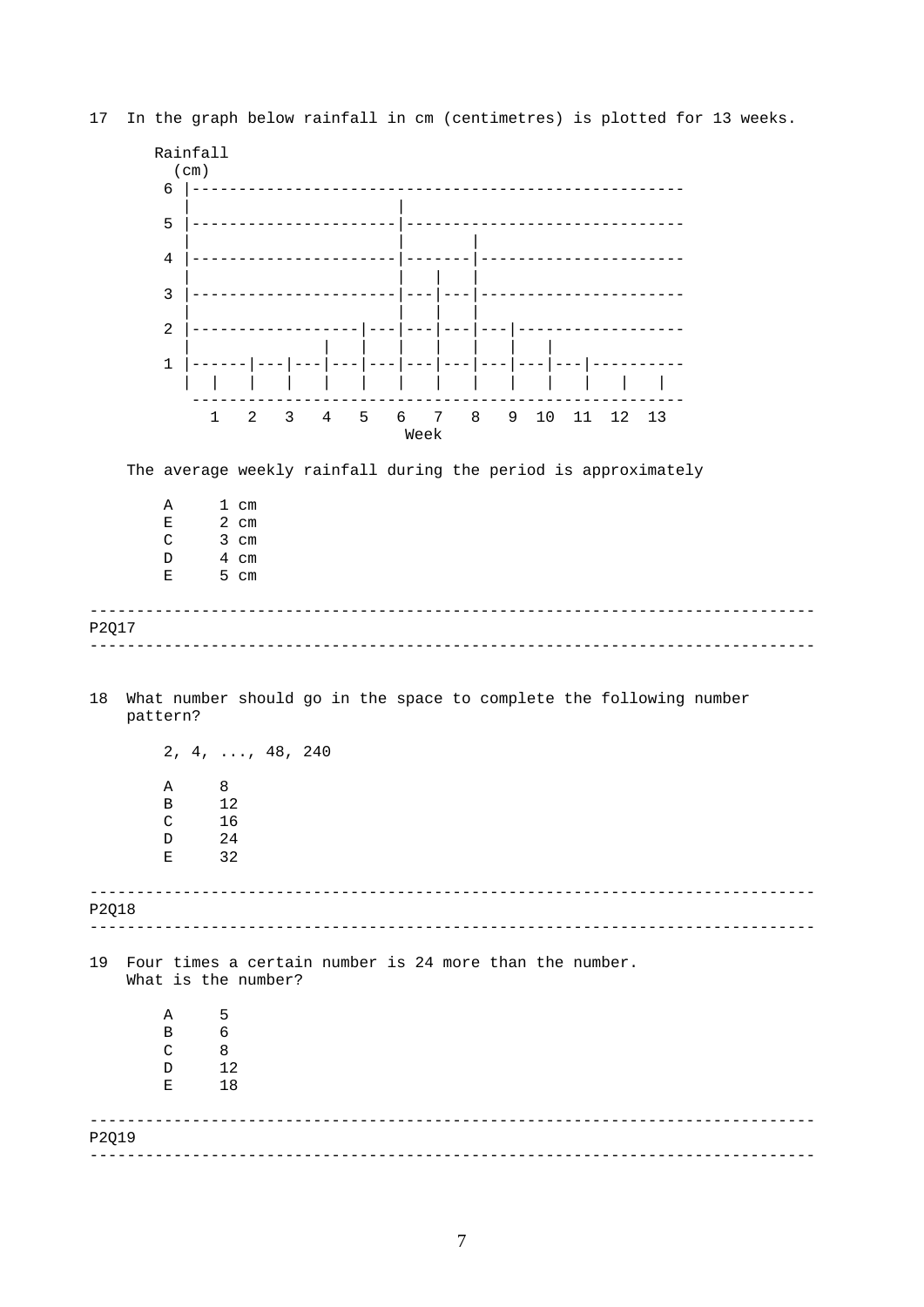17 In the graph below rainfall in cm (centimetres) is plotted for 13 weeks.

```
   Rainfall
    (cm)
     6 |----------------------------------------------------
       |                      |
     5 |----------------------|-----------------------------
       |                      |       |
     4 |----------------------|-------|----------------------
       |                      |   |   |
     3 |----------------------|---|---|----------------------
       |                      |   |   |
     2 |------------------|---|---|---|---|------------------
       |              |   |   |   |   |   |   |
     1 |------|---|---|---|---|---|---|---|---|---|---|----------
       |  |   |   |   |   |   |   |   |   |   |   |   |   |
        ----------------------------------------------------
          1   2   3   4   5   6   7   8   9  10  11  12  13
                                 Week
```

The average weekly rainfall during the period is approximately

- A 1 cm
- E 2 cm
- C 3 cm
- D 4 cm
- E 5 cm

---

P2Q17

---

18 What number should go in the space to complete the following number pattern?

2, 4, ..., 48, 240

- A 8
- B 12
- C 16
- D 24
- E 32

---

P2Q18

---

19 Four times a certain number is 24 more than the number. What is the number?

- A 5
- B 6
- C 8
- D 12
- E 18

---

P2Q19

---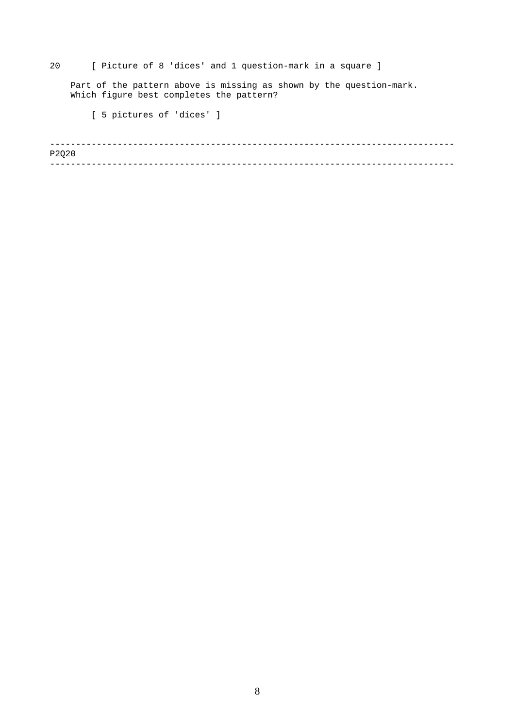20 [ Picture of 8 'dices' and 1 question-mark in a square ]

Part of the pattern above is missing as shown by the question-mark.
Which figure best completes the pattern?

[ 5 pictures of 'dices' ]

---

P2Q20

---